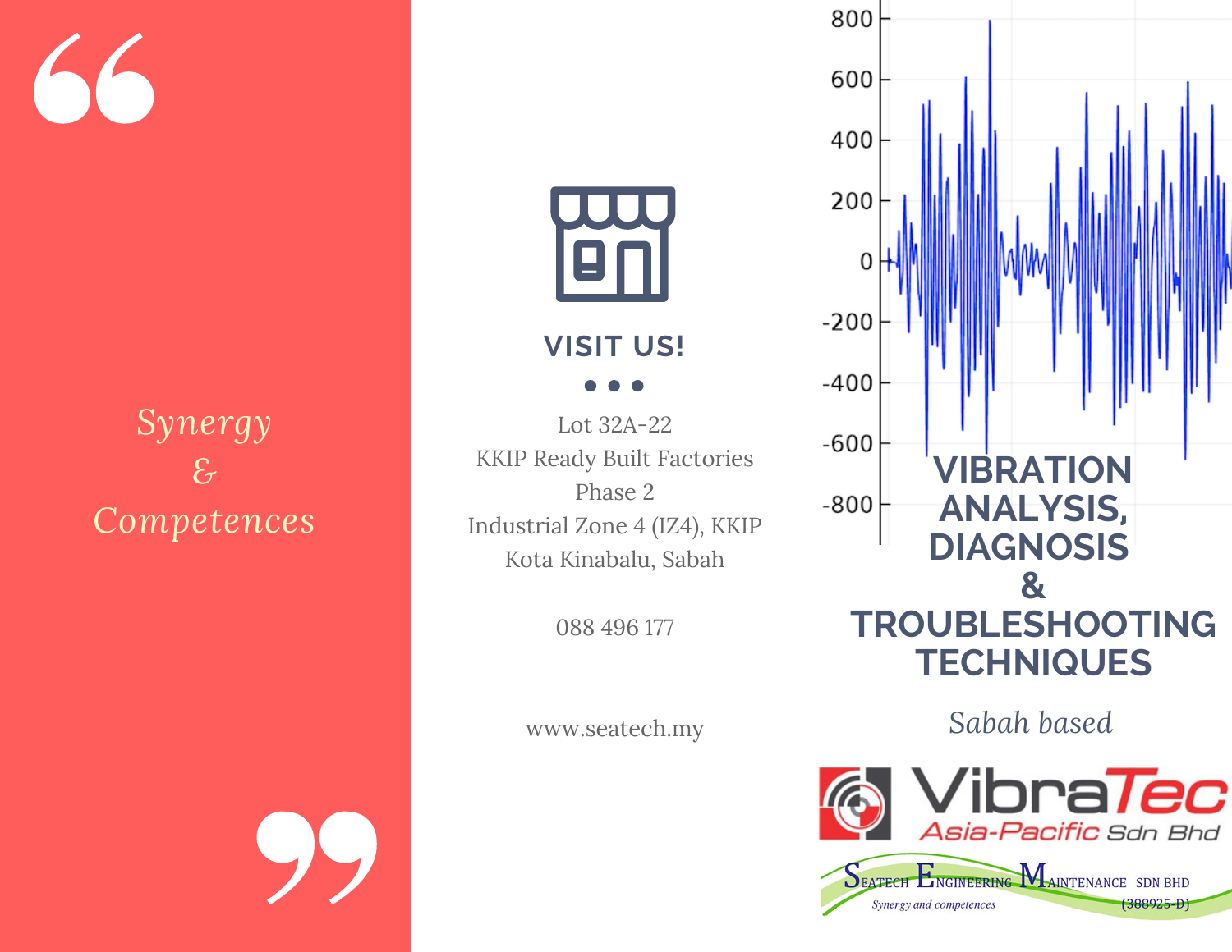*Synergy & Competences*

## VISIT US!

Lot 32A-22
KKIP Ready Built Factories
Phase 2
Industrial Zone 4 (IZ4), KKIP
Kota Kinabalu, Sabah

088 496 177

www.seatech.my

# VIBRATION ANALYSIS, DIAGNOSIS & TROUBLESHOOTING TECHNIQUES

*Sabah based*

VibraTec Asia-Pacific Sdn Bhd

Seatech Engineering Maintenance SDN BHD
*Synergy and competences*
(388925-D)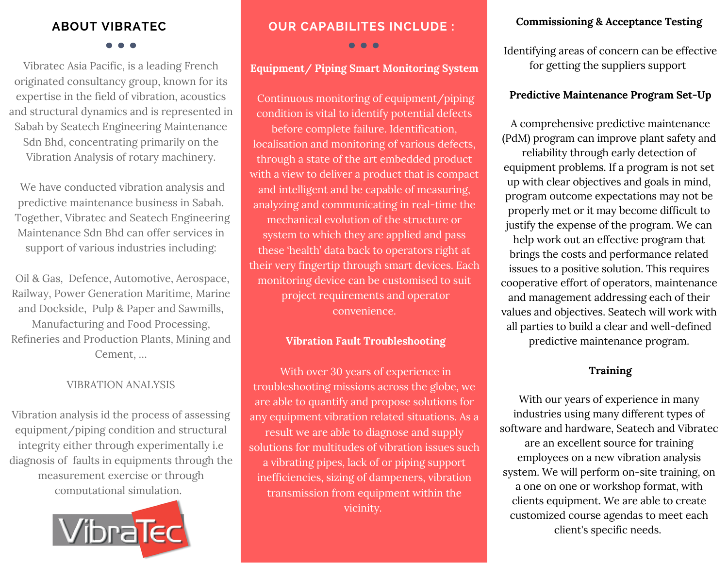## ABOUT VIBRATEC

Vibratec Asia Pacific, is a leading French originated consultancy group, known for its expertise in the field of vibration, acoustics and structural dynamics and is represented in Sabah by Seatech Engineering Maintenance Sdn Bhd, concentrating primarily on the Vibration Analysis of rotary machinery.

We have conducted vibration analysis and predictive maintenance business in Sabah. Together, Vibratec and Seatech Engineering Maintenance Sdn Bhd can offer services in support of various industries including:

Oil & Gas, Defence, Automotive, Aerospace, Railway, Power Generation Maritime, Marine and Dockside, Pulp & Paper and Sawmills, Manufacturing and Food Processing, Refineries and Production Plants, Mining and Cement, ...

VIBRATION ANALYSIS

Vibration analysis id the process of assessing equipment/piping condition and structural integrity either through experimentally i.e diagnosis of faults in equipments through the measurement exercise or through computational simulation.

VibraTec

## OUR CAPABILITES INCLUDE :

**Equipment/ Piping Smart Monitoring System**

Continuous monitoring of equipment/piping condition is vital to identify potential defects before complete failure. Identification, localisation and monitoring of various defects, through a state of the art embedded product with a view to deliver a product that is compact and intelligent and be capable of measuring, analyzing and communicating in real-time the mechanical evolution of the structure or system to which they are applied and pass these 'health' data back to operators right at their very fingertip through smart devices. Each monitoring device can be customised to suit project requirements and operator convenience.

**Vibration Fault Troubleshooting**

With over 30 years of experience in troubleshooting missions across the globe, we are able to quantify and propose solutions for any equipment vibration related situations. As a result we are able to diagnose and supply solutions for multitudes of vibration issues such a vibrating pipes, lack of or piping support inefficiencies, sizing of dampeners, vibration transmission from equipment within the vicinity.

**Commissioning & Acceptance Testing**

Identifying areas of concern can be effective for getting the suppliers support

**Predictive Maintenance Program Set-Up**

A comprehensive predictive maintenance (PdM) program can improve plant safety and reliability through early detection of equipment problems. If a program is not set up with clear objectives and goals in mind, program outcome expectations may not be properly met or it may become difficult to justify the expense of the program. We can help work out an effective program that brings the costs and performance related issues to a positive solution. This requires cooperative effort of operators, maintenance and management addressing each of their values and objectives. Seatech will work with all parties to build a clear and well-defined predictive maintenance program.

**Training**

With our years of experience in many industries using many different types of software and hardware, Seatech and Vibratec are an excellent source for training employees on a new vibration analysis system. We will perform on-site training, on a one on one or workshop format, with clients equipment. We are able to create customized course agendas to meet each client's specific needs.